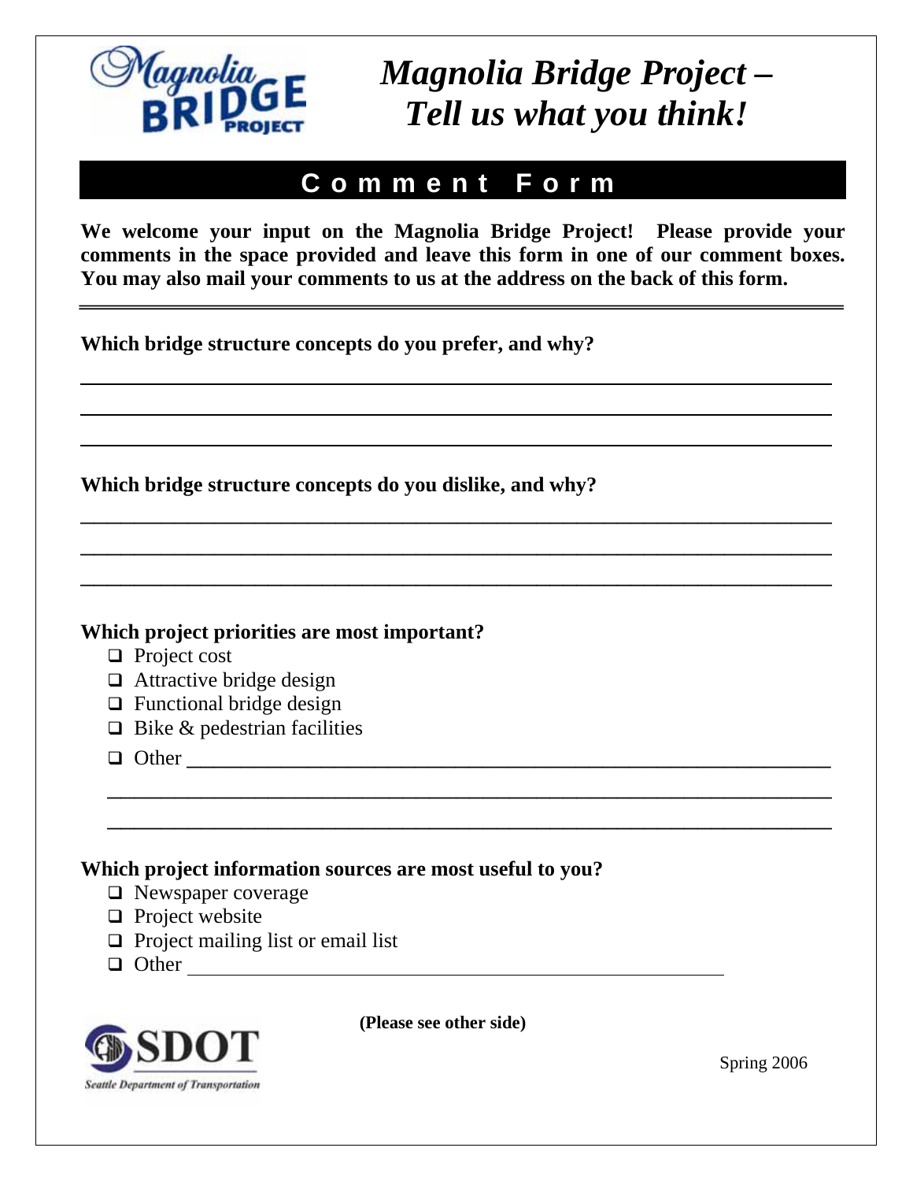Magnolia BRIDGE PROJECT

# *Magnolia Bridge Project – Tell us what you think!*

## Comment Form

**We welcome your input on the Magnolia Bridge Project! Please provide your comments in the space provided and leave this form in one of our comment boxes. You may also mail your comments to us at the address on the back of this form.**

---

**Which bridge structure concepts do you prefer, and why?**

______________________________________________________________________

______________________________________________________________________

______________________________________________________________________

**Which bridge structure concepts do you dislike, and why?**

______________________________________________________________________

______________________________________________________________________

______________________________________________________________________

**Which project priorities are most important?**

- ☐ Project cost
- ☐ Attractive bridge design
- ☐ Functional bridge design
- ☐ Bike & pedestrian facilities
- ☐ Other ____________________________________________________________

  ______________________________________________________________________

  ______________________________________________________________________

**Which project information sources are most useful to you?**

- ☐ Newspaper coverage
- ☐ Project website
- ☐ Project mailing list or email list
- ☐ Other ____________________________________________________________

SDOT Seattle Department of Transportation

**(Please see other side)**

Spring 2006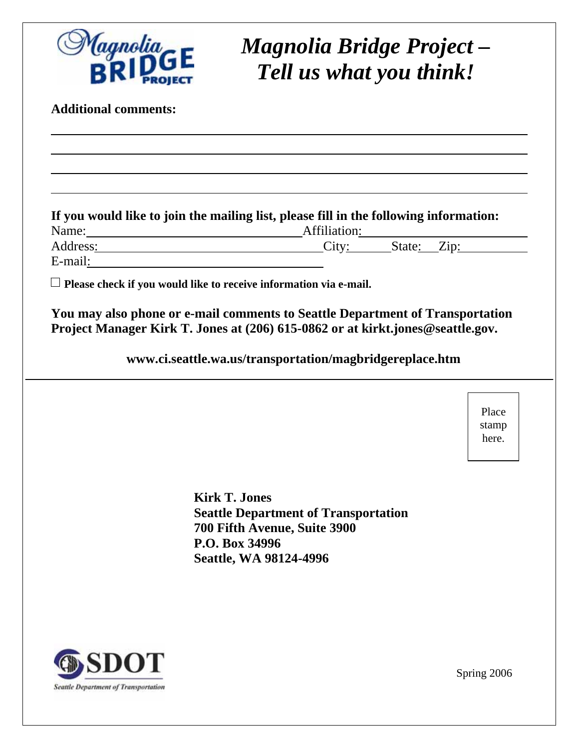# *Magnolia Bridge Project – Tell us what you think!*

**Additional comments:**

\_\_\_\_\_\_\_\_\_\_\_\_\_\_\_\_\_\_\_\_\_\_\_\_\_\_\_\_\_\_\_\_\_\_\_\_\_\_\_\_\_\_\_\_\_\_\_\_\_\_\_\_\_\_\_\_\_\_\_\_

\_\_\_\_\_\_\_\_\_\_\_\_\_\_\_\_\_\_\_\_\_\_\_\_\_\_\_\_\_\_\_\_\_\_\_\_\_\_\_\_\_\_\_\_\_\_\_\_\_\_\_\_\_\_\_\_\_\_\_\_

\_\_\_\_\_\_\_\_\_\_\_\_\_\_\_\_\_\_\_\_\_\_\_\_\_\_\_\_\_\_\_\_\_\_\_\_\_\_\_\_\_\_\_\_\_\_\_\_\_\_\_\_\_\_\_\_\_\_\_\_

\_\_\_\_\_\_\_\_\_\_\_\_\_\_\_\_\_\_\_\_\_\_\_\_\_\_\_\_\_\_\_\_\_\_\_\_\_\_\_\_\_\_\_\_\_\_\_\_\_\_\_\_\_\_\_\_\_\_\_\_

**If you would like to join the mailing list, please fill in the following information:**

Name:\_\_\_\_\_\_\_\_\_\_\_\_\_\_\_\_\_\_\_\_\_\_\_\_\_\_\_\_\_\_ Affiliation:\_\_\_\_\_\_\_\_\_\_\_\_\_\_\_\_\_\_\_\_\_\_\_\_

Address:\_\_\_\_\_\_\_\_\_\_\_\_\_\_\_\_\_\_\_\_\_\_\_\_\_\_\_\_\_\_ City:\_\_\_\_\_\_ State:\_\_\_ Zip:\_\_\_\_\_\_\_\_\_\_

E-mail:\_\_\_\_\_\_\_\_\_\_\_\_\_\_\_\_\_\_\_\_\_\_\_\_\_\_\_\_\_\_

☐ **Please check if you would like to receive information via e-mail.**

**You may also phone or e-mail comments to Seattle Department of Transportation Project Manager Kirk T. Jones at (206) 615-0862 or at kirkt.jones@seattle.gov.**

**www.ci.seattle.wa.us/transportation/magbridgereplace.htm**

---

Place stamp here.

**Kirk T. Jones**
**Seattle Department of Transportation**
**700 Fifth Avenue, Suite 3900**
**P.O. Box 34996**
**Seattle, WA 98124-4996**

SDOT
*Seattle Department of Transportation*

Spring 2006